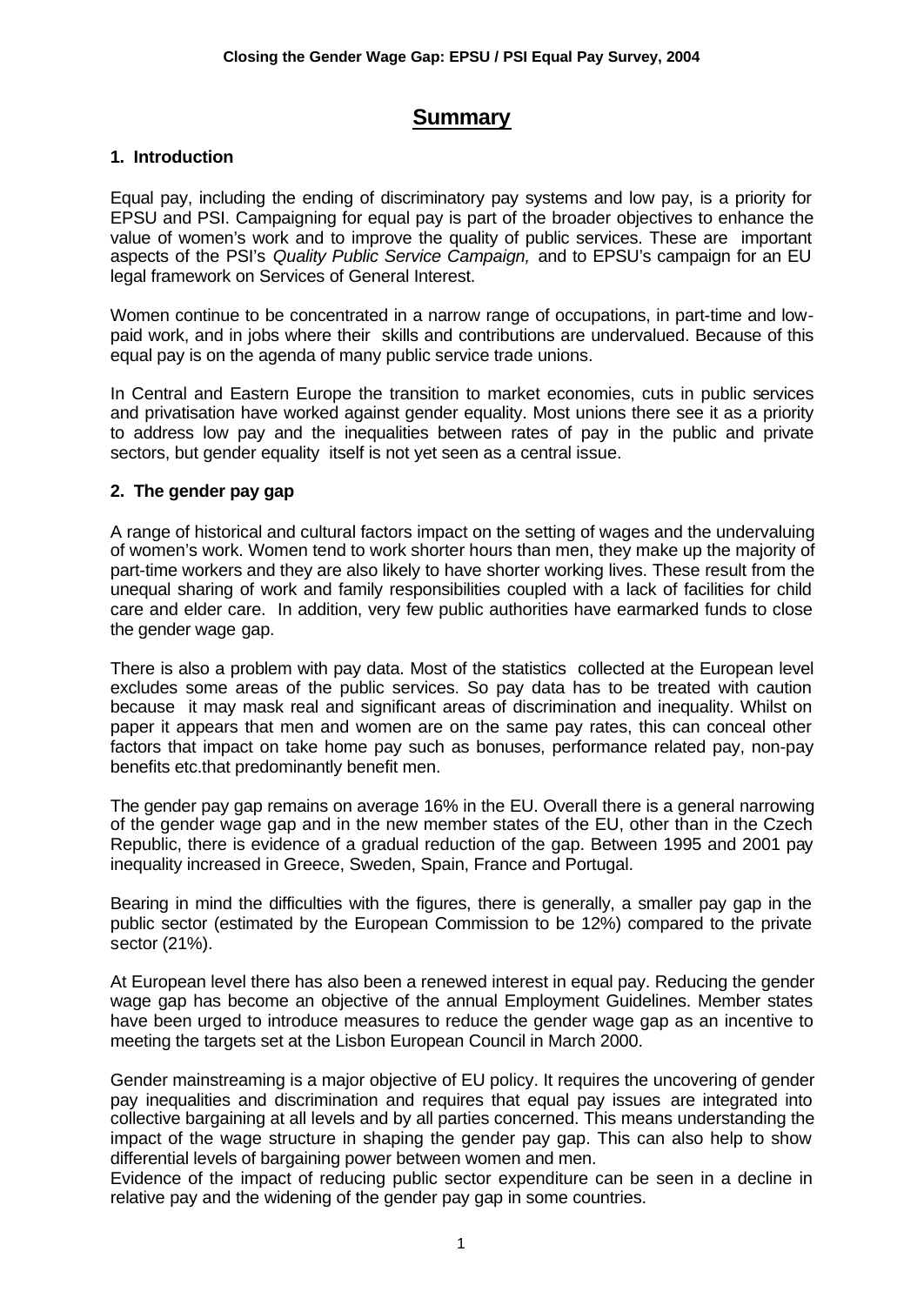# Summary

## 1. Introduction

Equal pay, including the ending of discriminatory pay systems and low pay, is a priority for EPSU and PSI. Campaigning for equal pay is part of the broader objectives to enhance the value of women's work and to improve the quality of public services. These are important aspects of the PSI's *Quality Public Service Campaign,* and to EPSU's campaign for an EU legal framework on Services of General Interest.

Women continue to be concentrated in a narrow range of occupations, in part-time and low-paid work, and in jobs where their skills and contributions are undervalued. Because of this equal pay is on the agenda of many public service trade unions.

In Central and Eastern Europe the transition to market economies, cuts in public services and privatisation have worked against gender equality. Most unions there see it as a priority to address low pay and the inequalities between rates of pay in the public and private sectors, but gender equality itself is not yet seen as a central issue.

## 2. The gender pay gap

A range of historical and cultural factors impact on the setting of wages and the undervaluing of women's work. Women tend to work shorter hours than men, they make up the majority of part-time workers and they are also likely to have shorter working lives. These result from the unequal sharing of work and family responsibilities coupled with a lack of facilities for child care and elder care. In addition, very few public authorities have earmarked funds to close the gender wage gap.

There is also a problem with pay data. Most of the statistics collected at the European level excludes some areas of the public services. So pay data has to be treated with caution because it may mask real and significant areas of discrimination and inequality. Whilst on paper it appears that men and women are on the same pay rates, this can conceal other factors that impact on take home pay such as bonuses, performance related pay, non-pay benefits etc.that predominantly benefit men.

The gender pay gap remains on average 16% in the EU. Overall there is a general narrowing of the gender wage gap and in the new member states of the EU, other than in the Czech Republic, there is evidence of a gradual reduction of the gap. Between 1995 and 2001 pay inequality increased in Greece, Sweden, Spain, France and Portugal.

Bearing in mind the difficulties with the figures, there is generally, a smaller pay gap in the public sector (estimated by the European Commission to be 12%) compared to the private sector (21%).

At European level there has also been a renewed interest in equal pay. Reducing the gender wage gap has become an objective of the annual Employment Guidelines. Member states have been urged to introduce measures to reduce the gender wage gap as an incentive to meeting the targets set at the Lisbon European Council in March 2000.

Gender mainstreaming is a major objective of EU policy. It requires the uncovering of gender pay inequalities and discrimination and requires that equal pay issues are integrated into collective bargaining at all levels and by all parties concerned. This means understanding the impact of the wage structure in shaping the gender pay gap. This can also help to show differential levels of bargaining power between women and men.

Evidence of the impact of reducing public sector expenditure can be seen in a decline in relative pay and the widening of the gender pay gap in some countries.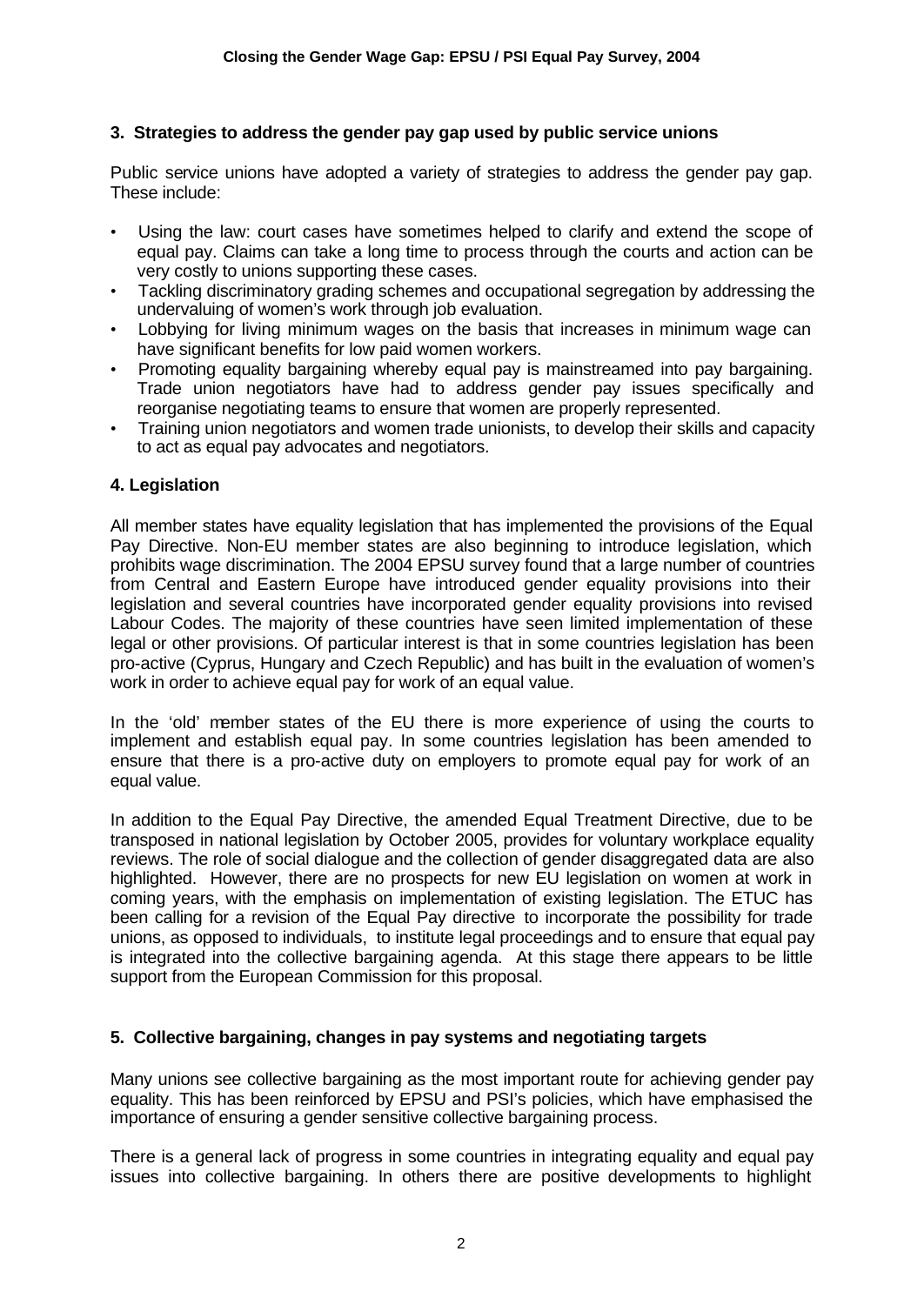## 3. Strategies to address the gender pay gap used by public service unions

Public service unions have adopted a variety of strategies to address the gender pay gap. These include:

- Using the law: court cases have sometimes helped to clarify and extend the scope of equal pay. Claims can take a long time to process through the courts and action can be very costly to unions supporting these cases.
- Tackling discriminatory grading schemes and occupational segregation by addressing the undervaluing of women's work through job evaluation.
- Lobbying for living minimum wages on the basis that increases in minimum wage can have significant benefits for low paid women workers.
- Promoting equality bargaining whereby equal pay is mainstreamed into pay bargaining. Trade union negotiators have had to address gender pay issues specifically and reorganise negotiating teams to ensure that women are properly represented.
- Training union negotiators and women trade unionists, to develop their skills and capacity to act as equal pay advocates and negotiators.

## 4. Legislation

All member states have equality legislation that has implemented the provisions of the Equal Pay Directive. Non-EU member states are also beginning to introduce legislation, which prohibits wage discrimination. The 2004 EPSU survey found that a large number of countries from Central and Eastern Europe have introduced gender equality provisions into their legislation and several countries have incorporated gender equality provisions into revised Labour Codes. The majority of these countries have seen limited implementation of these legal or other provisions. Of particular interest is that in some countries legislation has been pro-active (Cyprus, Hungary and Czech Republic) and has built in the evaluation of women's work in order to achieve equal pay for work of an equal value.

In the 'old' member states of the EU there is more experience of using the courts to implement and establish equal pay. In some countries legislation has been amended to ensure that there is a pro-active duty on employers to promote equal pay for work of an equal value.

In addition to the Equal Pay Directive, the amended Equal Treatment Directive, due to be transposed in national legislation by October 2005, provides for voluntary workplace equality reviews. The role of social dialogue and the collection of gender disaggregated data are also highlighted. However, there are no prospects for new EU legislation on women at work in coming years, with the emphasis on implementation of existing legislation. The ETUC has been calling for a revision of the Equal Pay directive to incorporate the possibility for trade unions, as opposed to individuals, to institute legal proceedings and to ensure that equal pay is integrated into the collective bargaining agenda. At this stage there appears to be little support from the European Commission for this proposal.

## 5. Collective bargaining, changes in pay systems and negotiating targets

Many unions see collective bargaining as the most important route for achieving gender pay equality. This has been reinforced by EPSU and PSI's policies, which have emphasised the importance of ensuring a gender sensitive collective bargaining process.

There is a general lack of progress in some countries in integrating equality and equal pay issues into collective bargaining. In others there are positive developments to highlight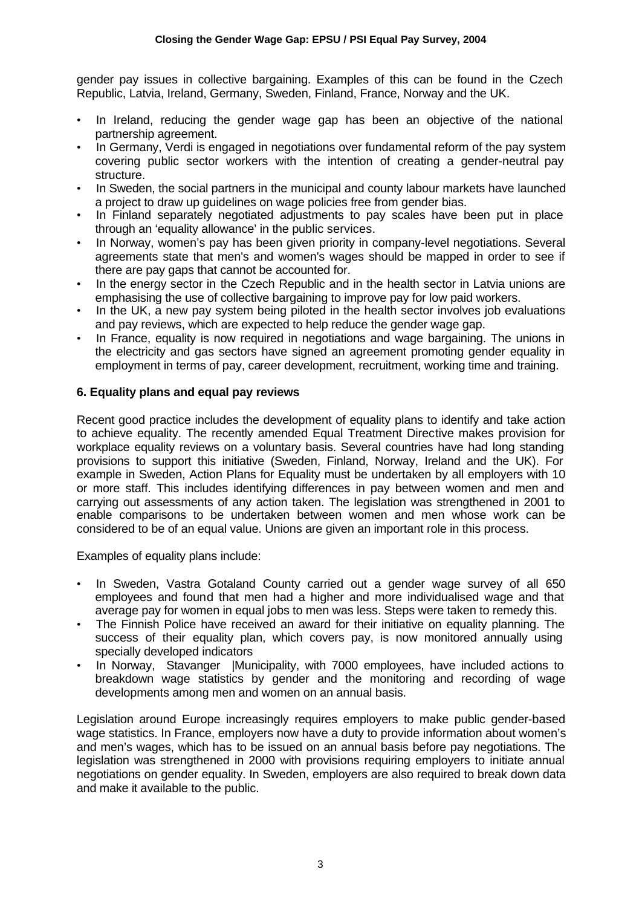gender pay issues in collective bargaining. Examples of this can be found in the Czech Republic, Latvia, Ireland, Germany, Sweden, Finland, France, Norway and the UK.

- In Ireland, reducing the gender wage gap has been an objective of the national partnership agreement.
- In Germany, Verdi is engaged in negotiations over fundamental reform of the pay system covering public sector workers with the intention of creating a gender-neutral pay structure.
- In Sweden, the social partners in the municipal and county labour markets have launched a project to draw up guidelines on wage policies free from gender bias.
- In Finland separately negotiated adjustments to pay scales have been put in place through an 'equality allowance' in the public services.
- In Norway, women's pay has been given priority in company-level negotiations. Several agreements state that men's and women's wages should be mapped in order to see if there are pay gaps that cannot be accounted for.
- In the energy sector in the Czech Republic and in the health sector in Latvia unions are emphasising the use of collective bargaining to improve pay for low paid workers.
- In the UK, a new pay system being piloted in the health sector involves job evaluations and pay reviews, which are expected to help reduce the gender wage gap.
- In France, equality is now required in negotiations and wage bargaining. The unions in the electricity and gas sectors have signed an agreement promoting gender equality in employment in terms of pay, career development, recruitment, working time and training.

### 6. Equality plans and equal pay reviews

Recent good practice includes the development of equality plans to identify and take action to achieve equality. The recently amended Equal Treatment Directive makes provision for workplace equality reviews on a voluntary basis. Several countries have had long standing provisions to support this initiative (Sweden, Finland, Norway, Ireland and the UK). For example in Sweden, Action Plans for Equality must be undertaken by all employers with 10 or more staff. This includes identifying differences in pay between women and men and carrying out assessments of any action taken. The legislation was strengthened in 2001 to enable comparisons to be undertaken between women and men whose work can be considered to be of an equal value. Unions are given an important role in this process.

Examples of equality plans include:

- In Sweden, Vastra Gotaland County carried out a gender wage survey of all 650 employees and found that men had a higher and more individualised wage and that average pay for women in equal jobs to men was less. Steps were taken to remedy this.
- The Finnish Police have received an award for their initiative on equality planning. The success of their equality plan, which covers pay, is now monitored annually using specially developed indicators
- In Norway, Stavanger |Municipality, with 7000 employees, have included actions to breakdown wage statistics by gender and the monitoring and recording of wage developments among men and women on an annual basis.

Legislation around Europe increasingly requires employers to make public gender-based wage statistics. In France, employers now have a duty to provide information about women's and men's wages, which has to be issued on an annual basis before pay negotiations. The legislation was strengthened in 2000 with provisions requiring employers to initiate annual negotiations on gender equality. In Sweden, employers are also required to break down data and make it available to the public.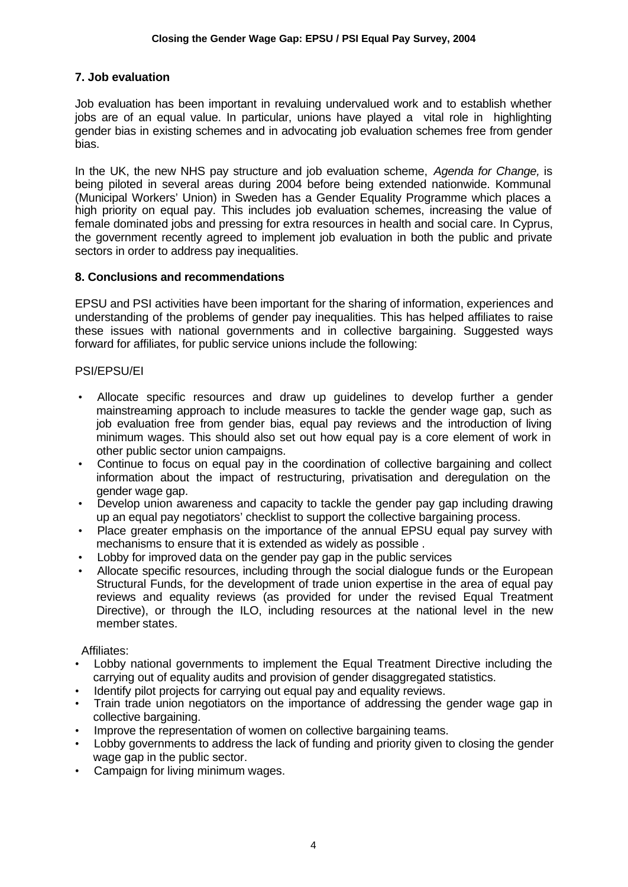## 7. Job evaluation

Job evaluation has been important in revaluing undervalued work and to establish whether jobs are of an equal value. In particular, unions have played a vital role in highlighting gender bias in existing schemes and in advocating job evaluation schemes free from gender bias.

In the UK, the new NHS pay structure and job evaluation scheme, *Agenda for Change,* is being piloted in several areas during 2004 before being extended nationwide. Kommunal (Municipal Workers' Union) in Sweden has a Gender Equality Programme which places a high priority on equal pay. This includes job evaluation schemes, increasing the value of female dominated jobs and pressing for extra resources in health and social care. In Cyprus, the government recently agreed to implement job evaluation in both the public and private sectors in order to address pay inequalities.

## 8. Conclusions and recommendations

EPSU and PSI activities have been important for the sharing of information, experiences and understanding of the problems of gender pay inequalities. This has helped affiliates to raise these issues with national governments and in collective bargaining. Suggested ways forward for affiliates, for public service unions include the following:

PSI/EPSU/EI

- Allocate specific resources and draw up guidelines to develop further a gender mainstreaming approach to include measures to tackle the gender wage gap, such as job evaluation free from gender bias, equal pay reviews and the introduction of living minimum wages. This should also set out how equal pay is a core element of work in other public sector union campaigns.
- Continue to focus on equal pay in the coordination of collective bargaining and collect information about the impact of restructuring, privatisation and deregulation on the gender wage gap.
- Develop union awareness and capacity to tackle the gender pay gap including drawing up an equal pay negotiators' checklist to support the collective bargaining process.
- Place greater emphasis on the importance of the annual EPSU equal pay survey with mechanisms to ensure that it is extended as widely as possible .
- Lobby for improved data on the gender pay gap in the public services
- Allocate specific resources, including through the social dialogue funds or the European Structural Funds, for the development of trade union expertise in the area of equal pay reviews and equality reviews (as provided for under the revised Equal Treatment Directive), or through the ILO, including resources at the national level in the new member states.

Affiliates:

- Lobby national governments to implement the Equal Treatment Directive including the carrying out of equality audits and provision of gender disaggregated statistics.
- Identify pilot projects for carrying out equal pay and equality reviews.
- Train trade union negotiators on the importance of addressing the gender wage gap in collective bargaining.
- Improve the representation of women on collective bargaining teams.
- Lobby governments to address the lack of funding and priority given to closing the gender wage gap in the public sector.
- Campaign for living minimum wages.